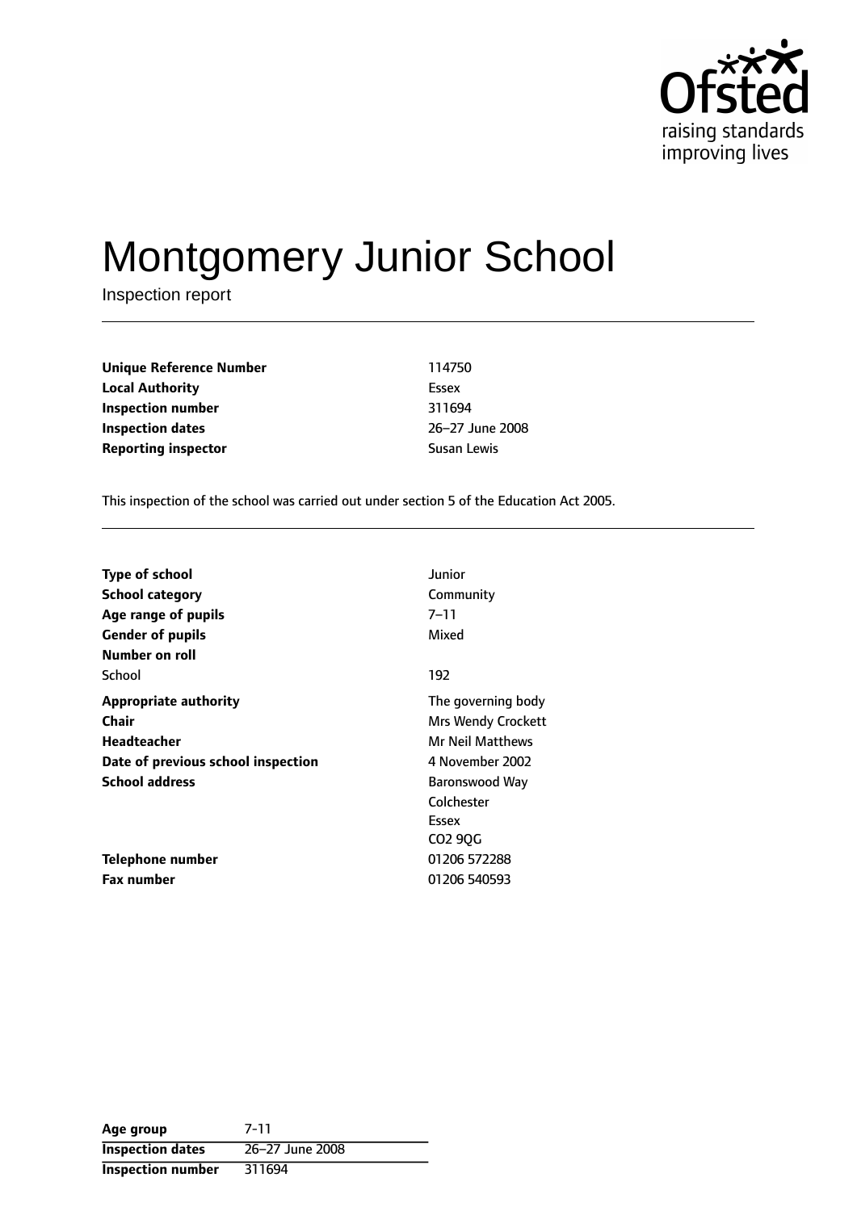Ofsted raising standards improving lives

# Montgomery Junior School

Inspection report

| | |
|---|---|
| **Unique Reference Number** | 114750 |
| **Local Authority** | Essex |
| **Inspection number** | 311694 |
| **Inspection dates** | 26–27 June 2008 |
| **Reporting inspector** | Susan Lewis |

This inspection of the school was carried out under section 5 of the Education Act 2005.

| | |
|---|---|
| **Type of school** | Junior |
| **School category** | Community |
| **Age range of pupils** | 7–11 |
| **Gender of pupils** | Mixed |
| **Number on roll** | |
| School | 192 |
| **Appropriate authority** | The governing body |
| **Chair** | Mrs Wendy Crockett |
| **Headteacher** | Mr Neil Matthews |
| **Date of previous school inspection** | 4 November 2002 |
| **School address** | Baronswood Way<br>Colchester<br>Essex<br>CO2 9QG |
| **Telephone number** | 01206 572288 |
| **Fax number** | 01206 540593 |

| | |
|---|---|
| **Age group** | 7-11 |
| **Inspection dates** | 26–27 June 2008 |
| **Inspection number** | 311694 |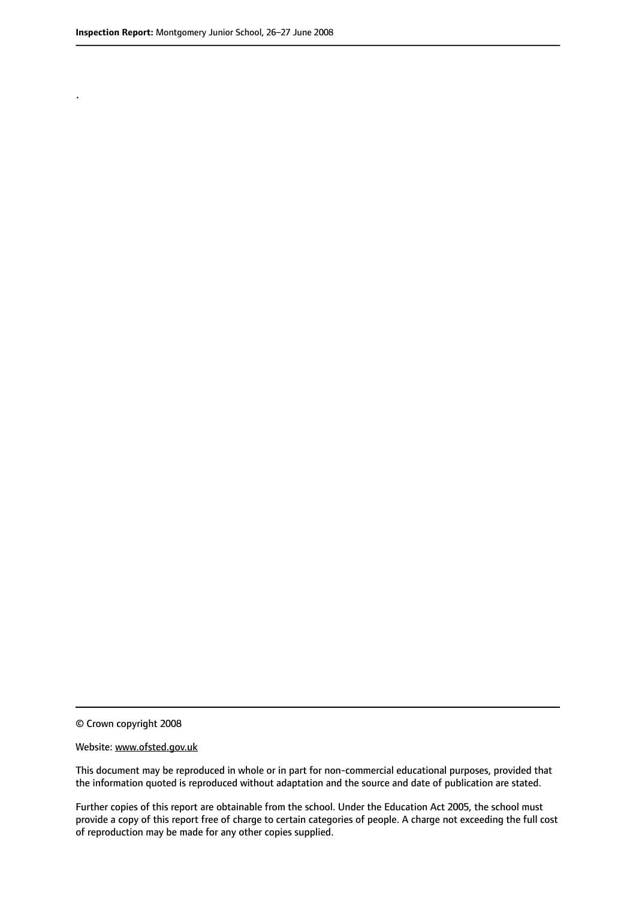.

© Crown copyright 2008

Website: www.ofsted.gov.uk

This document may be reproduced in whole or in part for non-commercial educational purposes, provided that the information quoted is reproduced without adaptation and the source and date of publication are stated.

Further copies of this report are obtainable from the school. Under the Education Act 2005, the school must provide a copy of this report free of charge to certain categories of people. A charge not exceeding the full cost of reproduction may be made for any other copies supplied.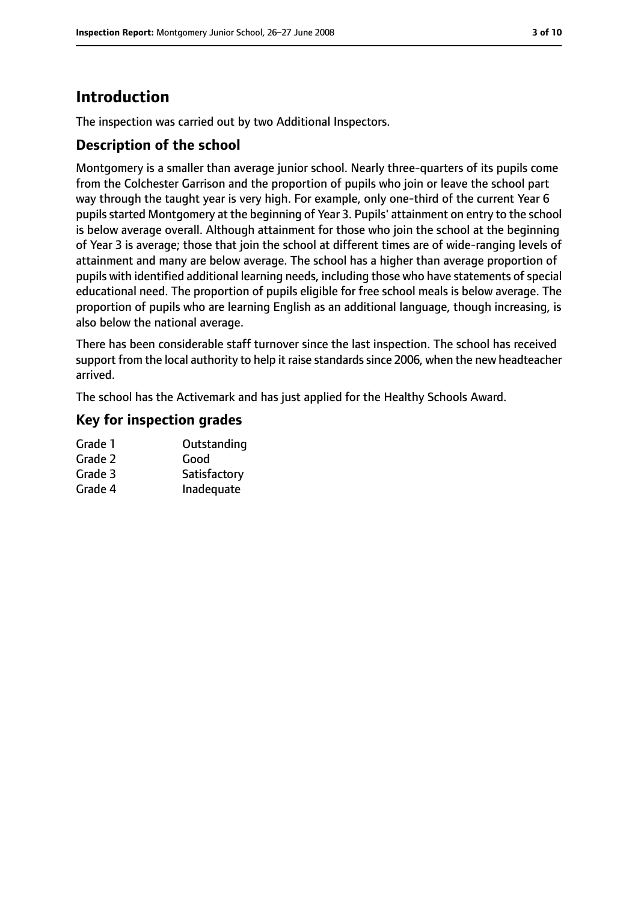# Introduction

The inspection was carried out by two Additional Inspectors.

## Description of the school

Montgomery is a smaller than average junior school. Nearly three-quarters of its pupils come from the Colchester Garrison and the proportion of pupils who join or leave the school part way through the taught year is very high. For example, only one-third of the current Year 6 pupils started Montgomery at the beginning of Year 3. Pupils' attainment on entry to the school is below average overall. Although attainment for those who join the school at the beginning of Year 3 is average; those that join the school at different times are of wide-ranging levels of attainment and many are below average. The school has a higher than average proportion of pupils with identified additional learning needs, including those who have statements of special educational need. The proportion of pupils eligible for free school meals is below average. The proportion of pupils who are learning English as an additional language, though increasing, is also below the national average.

There has been considerable staff turnover since the last inspection. The school has received support from the local authority to help it raise standards since 2006, when the new headteacher arrived.

The school has the Activemark and has just applied for the Healthy Schools Award.

## Key for inspection grades

| | |
|---|---|
| Grade 1 | Outstanding |
| Grade 2 | Good |
| Grade 3 | Satisfactory |
| Grade 4 | Inadequate |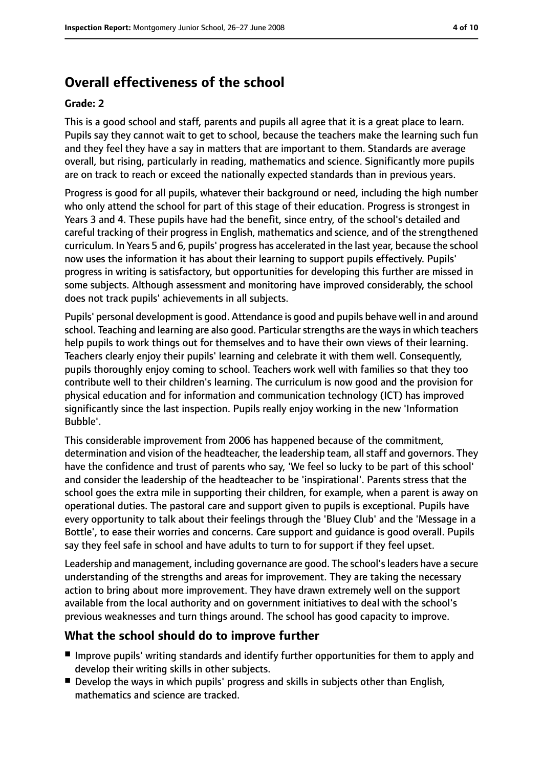## Overall effectiveness of the school

**Grade: 2**

This is a good school and staff, parents and pupils all agree that it is a great place to learn. Pupils say they cannot wait to get to school, because the teachers make the learning such fun and they feel they have a say in matters that are important to them. Standards are average overall, but rising, particularly in reading, mathematics and science. Significantly more pupils are on track to reach or exceed the nationally expected standards than in previous years.

Progress is good for all pupils, whatever their background or need, including the high number who only attend the school for part of this stage of their education. Progress is strongest in Years 3 and 4. These pupils have had the benefit, since entry, of the school's detailed and careful tracking of their progress in English, mathematics and science, and of the strengthened curriculum. In Years 5 and 6, pupils' progress has accelerated in the last year, because the school now uses the information it has about their learning to support pupils effectively. Pupils' progress in writing is satisfactory, but opportunities for developing this further are missed in some subjects. Although assessment and monitoring have improved considerably, the school does not track pupils' achievements in all subjects.

Pupils' personal development is good. Attendance is good and pupils behave well in and around school. Teaching and learning are also good. Particular strengths are the ways in which teachers help pupils to work things out for themselves and to have their own views of their learning. Teachers clearly enjoy their pupils' learning and celebrate it with them well. Consequently, pupils thoroughly enjoy coming to school. Teachers work well with families so that they too contribute well to their children's learning. The curriculum is now good and the provision for physical education and for information and communication technology (ICT) has improved significantly since the last inspection. Pupils really enjoy working in the new 'Information Bubble'.

This considerable improvement from 2006 has happened because of the commitment, determination and vision of the headteacher, the leadership team, all staff and governors. They have the confidence and trust of parents who say, 'We feel so lucky to be part of this school' and consider the leadership of the headteacher to be 'inspirational'. Parents stress that the school goes the extra mile in supporting their children, for example, when a parent is away on operational duties. The pastoral care and support given to pupils is exceptional. Pupils have every opportunity to talk about their feelings through the 'Bluey Club' and the 'Message in a Bottle', to ease their worries and concerns. Care support and guidance is good overall. Pupils say they feel safe in school and have adults to turn to for support if they feel upset.

Leadership and management, including governance are good. The school's leaders have a secure understanding of the strengths and areas for improvement. They are taking the necessary action to bring about more improvement. They have drawn extremely well on the support available from the local authority and on government initiatives to deal with the school's previous weaknesses and turn things around. The school has good capacity to improve.

### What the school should do to improve further

- Improve pupils' writing standards and identify further opportunities for them to apply and develop their writing skills in other subjects.
- Develop the ways in which pupils' progress and skills in subjects other than English, mathematics and science are tracked.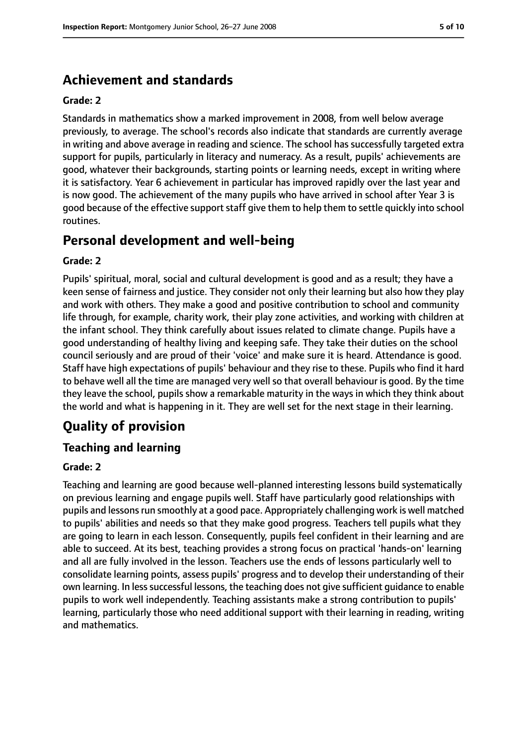## Achievement and standards

**Grade: 2**

Standards in mathematics show a marked improvement in 2008, from well below average previously, to average. The school's records also indicate that standards are currently average in writing and above average in reading and science. The school has successfully targeted extra support for pupils, particularly in literacy and numeracy. As a result, pupils' achievements are good, whatever their backgrounds, starting points or learning needs, except in writing where it is satisfactory. Year 6 achievement in particular has improved rapidly over the last year and is now good. The achievement of the many pupils who have arrived in school after Year 3 is good because of the effective support staff give them to help them to settle quickly into school routines.

## Personal development and well-being

**Grade: 2**

Pupils' spiritual, moral, social and cultural development is good and as a result; they have a keen sense of fairness and justice. They consider not only their learning but also how they play and work with others. They make a good and positive contribution to school and community life through, for example, charity work, their play zone activities, and working with children at the infant school. They think carefully about issues related to climate change. Pupils have a good understanding of healthy living and keeping safe. They take their duties on the school council seriously and are proud of their 'voice' and make sure it is heard. Attendance is good. Staff have high expectations of pupils' behaviour and they rise to these. Pupils who find it hard to behave well all the time are managed very well so that overall behaviour is good. By the time they leave the school, pupils show a remarkable maturity in the ways in which they think about the world and what is happening in it. They are well set for the next stage in their learning.

## Quality of provision

### Teaching and learning

**Grade: 2**

Teaching and learning are good because well-planned interesting lessons build systematically on previous learning and engage pupils well. Staff have particularly good relationships with pupils and lessons run smoothly at a good pace. Appropriately challenging work is well matched to pupils' abilities and needs so that they make good progress. Teachers tell pupils what they are going to learn in each lesson. Consequently, pupils feel confident in their learning and are able to succeed. At its best, teaching provides a strong focus on practical 'hands-on' learning and all are fully involved in the lesson. Teachers use the ends of lessons particularly well to consolidate learning points, assess pupils' progress and to develop their understanding of their own learning. In less successful lessons, the teaching does not give sufficient guidance to enable pupils to work well independently. Teaching assistants make a strong contribution to pupils' learning, particularly those who need additional support with their learning in reading, writing and mathematics.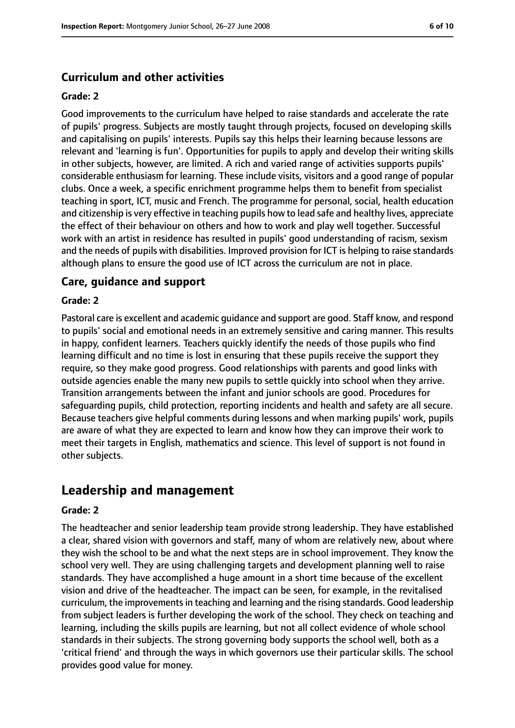### Curriculum and other activities

#### Grade: 2

Good improvements to the curriculum have helped to raise standards and accelerate the rate of pupils' progress. Subjects are mostly taught through projects, focused on developing skills and capitalising on pupils' interests. Pupils say this helps their learning because lessons are relevant and 'learning is fun'. Opportunities for pupils to apply and develop their writing skills in other subjects, however, are limited. A rich and varied range of activities supports pupils' considerable enthusiasm for learning. These include visits, visitors and a good range of popular clubs. Once a week, a specific enrichment programme helps them to benefit from specialist teaching in sport, ICT, music and French. The programme for personal, social, health education and citizenship is very effective in teaching pupils how to lead safe and healthy lives, appreciate the effect of their behaviour on others and how to work and play well together. Successful work with an artist in residence has resulted in pupils' good understanding of racism, sexism and the needs of pupils with disabilities. Improved provision for ICT is helping to raise standards although plans to ensure the good use of ICT across the curriculum are not in place.

### Care, guidance and support

#### Grade: 2

Pastoral care is excellent and academic guidance and support are good. Staff know, and respond to pupils' social and emotional needs in an extremely sensitive and caring manner. This results in happy, confident learners. Teachers quickly identify the needs of those pupils who find learning difficult and no time is lost in ensuring that these pupils receive the support they require, so they make good progress. Good relationships with parents and good links with outside agencies enable the many new pupils to settle quickly into school when they arrive. Transition arrangements between the infant and junior schools are good. Procedures for safeguarding pupils, child protection, reporting incidents and health and safety are all secure. Because teachers give helpful comments during lessons and when marking pupils' work, pupils are aware of what they are expected to learn and know how they can improve their work to meet their targets in English, mathematics and science. This level of support is not found in other subjects.

## Leadership and management

#### Grade: 2

The headteacher and senior leadership team provide strong leadership. They have established a clear, shared vision with governors and staff, many of whom are relatively new, about where they wish the school to be and what the next steps are in school improvement. They know the school very well. They are using challenging targets and development planning well to raise standards. They have accomplished a huge amount in a short time because of the excellent vision and drive of the headteacher. The impact can be seen, for example, in the revitalised curriculum, the improvements in teaching and learning and the rising standards. Good leadership from subject leaders is further developing the work of the school. They check on teaching and learning, including the skills pupils are learning, but not all collect evidence of whole school standards in their subjects. The strong governing body supports the school well, both as a 'critical friend' and through the ways in which governors use their particular skills. The school provides good value for money.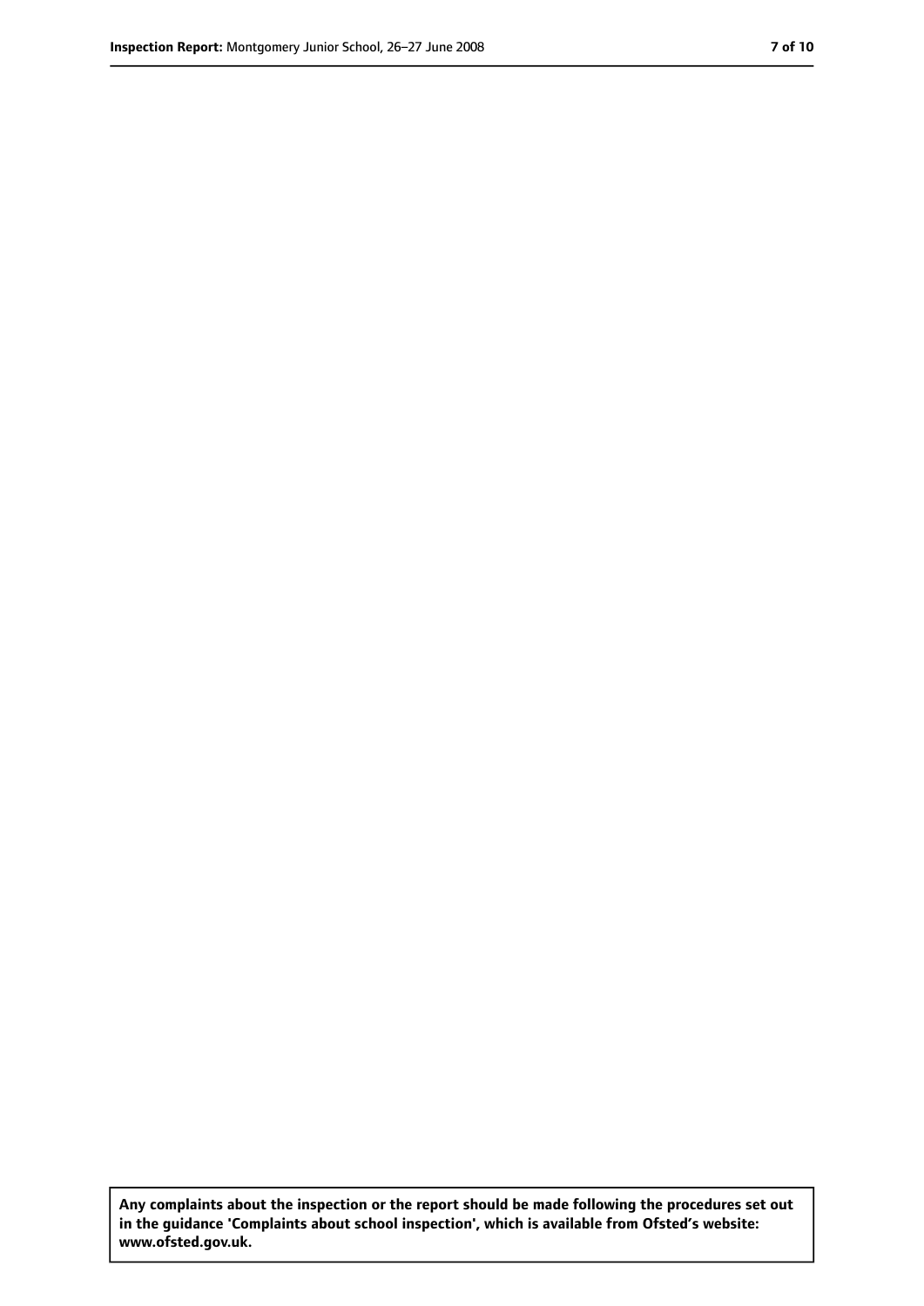**Any complaints about the inspection or the report should be made following the procedures set out in the guidance 'Complaints about school inspection', which is available from Ofsted's website: www.ofsted.gov.uk.**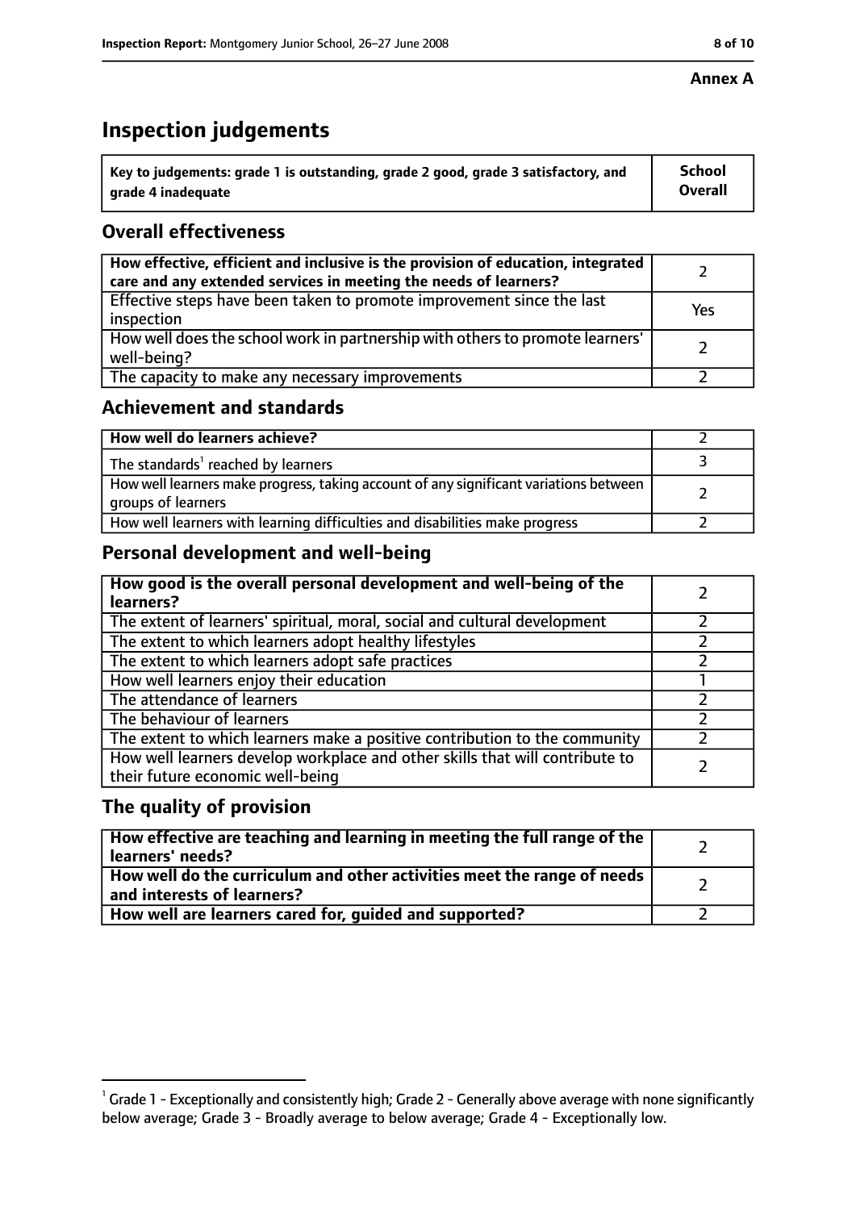**Annex A**

# Inspection judgements

| Key to judgements: grade 1 is outstanding, grade 2 good, grade 3 satisfactory, and grade 4 inadequate | School Overall |
|---|---|

## Overall effectiveness

| | |
|---|---|
| **How effective, efficient and inclusive is the provision of education, integrated care and any extended services in meeting the needs of learners?** | 2 |
| Effective steps have been taken to promote improvement since the last inspection | Yes |
| How well does the school work in partnership with others to promote learners' well-being? | 2 |
| The capacity to make any necessary improvements | 2 |

## Achievement and standards

| | |
|---|---|
| **How well do learners achieve?** | 2 |
| The standards[1] reached by learners | 3 |
| How well learners make progress, taking account of any significant variations between groups of learners | 2 |
| How well learners with learning difficulties and disabilities make progress | 2 |

## Personal development and well-being

| | |
|---|---|
| **How good is the overall personal development and well-being of the learners?** | 2 |
| The extent of learners' spiritual, moral, social and cultural development | 2 |
| The extent to which learners adopt healthy lifestyles | 2 |
| The extent to which learners adopt safe practices | 2 |
| How well learners enjoy their education | 1 |
| The attendance of learners | 2 |
| The behaviour of learners | 2 |
| The extent to which learners make a positive contribution to the community | 2 |
| How well learners develop workplace and other skills that will contribute to their future economic well-being | 2 |

## The quality of provision

| | |
|---|---|
| **How effective are teaching and learning in meeting the full range of the learners' needs?** | 2 |
| **How well do the curriculum and other activities meet the range of needs and interests of learners?** | 2 |
| **How well are learners cared for, guided and supported?** | 2 |

[1] Grade 1 - Exceptionally and consistently high; Grade 2 - Generally above average with none significantly below average; Grade 3 - Broadly average to below average; Grade 4 - Exceptionally low.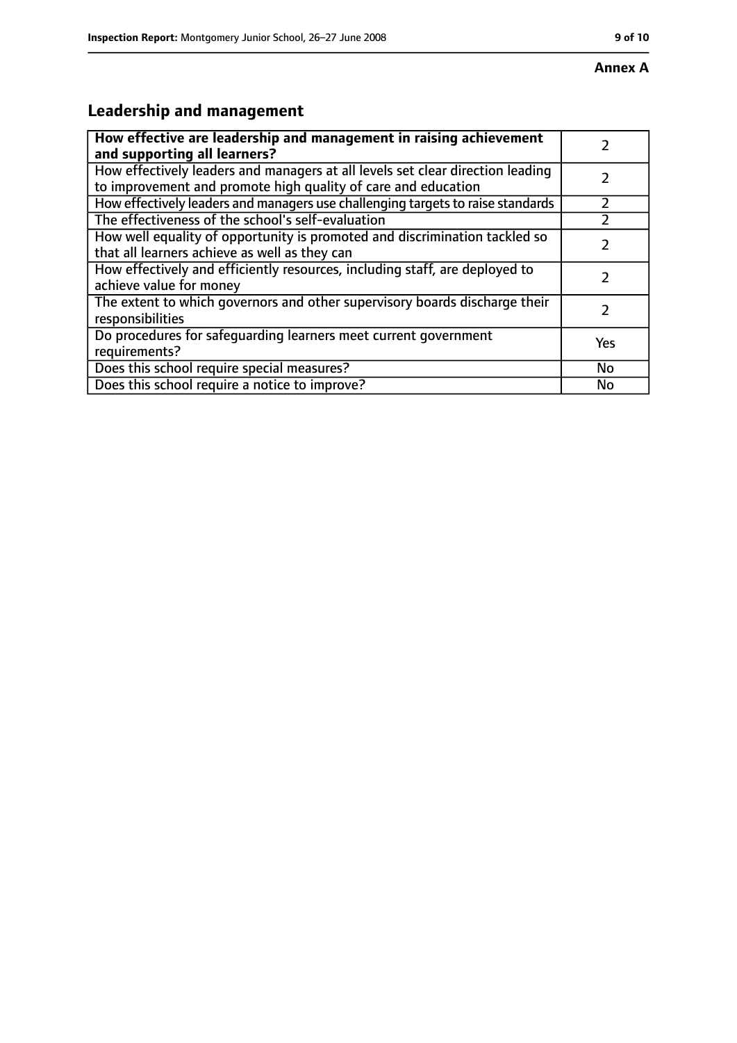**Annex A**

## Leadership and management

| How effective are leadership and management in raising achievement and supporting all learners? | 2 |
|---|---|
| How effectively leaders and managers at all levels set clear direction leading to improvement and promote high quality of care and education | 2 |
| How effectively leaders and managers use challenging targets to raise standards | 2 |
| The effectiveness of the school's self-evaluation | 2 |
| How well equality of opportunity is promoted and discrimination tackled so that all learners achieve as well as they can | 2 |
| How effectively and efficiently resources, including staff, are deployed to achieve value for money | 2 |
| The extent to which governors and other supervisory boards discharge their responsibilities | 2 |
| Do procedures for safeguarding learners meet current government requirements? | Yes |
| Does this school require special measures? | No |
| Does this school require a notice to improve? | No |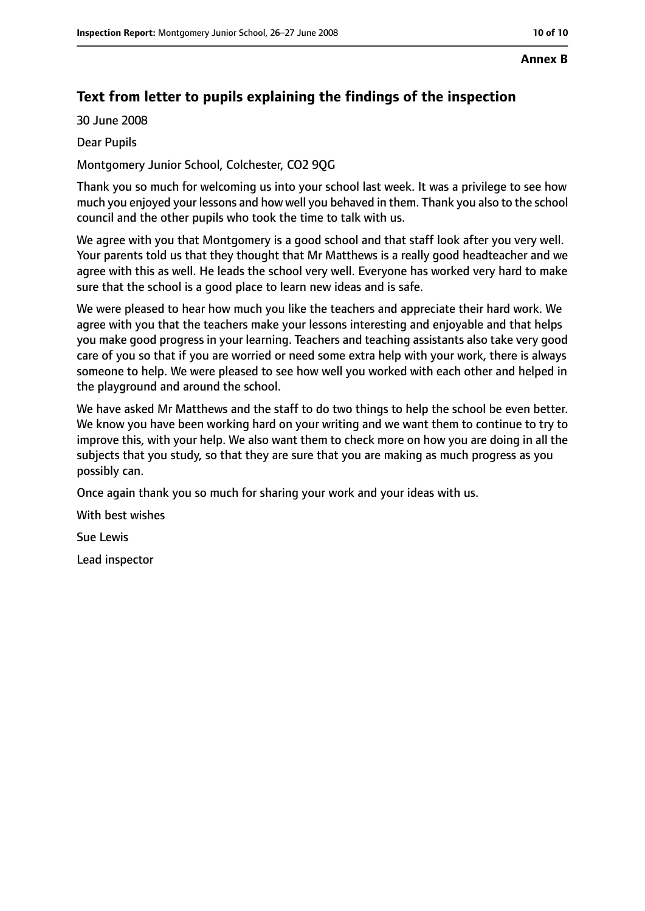**Annex B**

## Text from letter to pupils explaining the findings of the inspection

30 June 2008

Dear Pupils

Montgomery Junior School, Colchester, CO2 9QG

Thank you so much for welcoming us into your school last week. It was a privilege to see how much you enjoyed your lessons and how well you behaved in them. Thank you also to the school council and the other pupils who took the time to talk with us.

We agree with you that Montgomery is a good school and that staff look after you very well. Your parents told us that they thought that Mr Matthews is a really good headteacher and we agree with this as well. He leads the school very well. Everyone has worked very hard to make sure that the school is a good place to learn new ideas and is safe.

We were pleased to hear how much you like the teachers and appreciate their hard work. We agree with you that the teachers make your lessons interesting and enjoyable and that helps you make good progress in your learning. Teachers and teaching assistants also take very good care of you so that if you are worried or need some extra help with your work, there is always someone to help. We were pleased to see how well you worked with each other and helped in the playground and around the school.

We have asked Mr Matthews and the staff to do two things to help the school be even better. We know you have been working hard on your writing and we want them to continue to try to improve this, with your help. We also want them to check more on how you are doing in all the subjects that you study, so that they are sure that you are making as much progress as you possibly can.

Once again thank you so much for sharing your work and your ideas with us.

With best wishes

Sue Lewis

Lead inspector